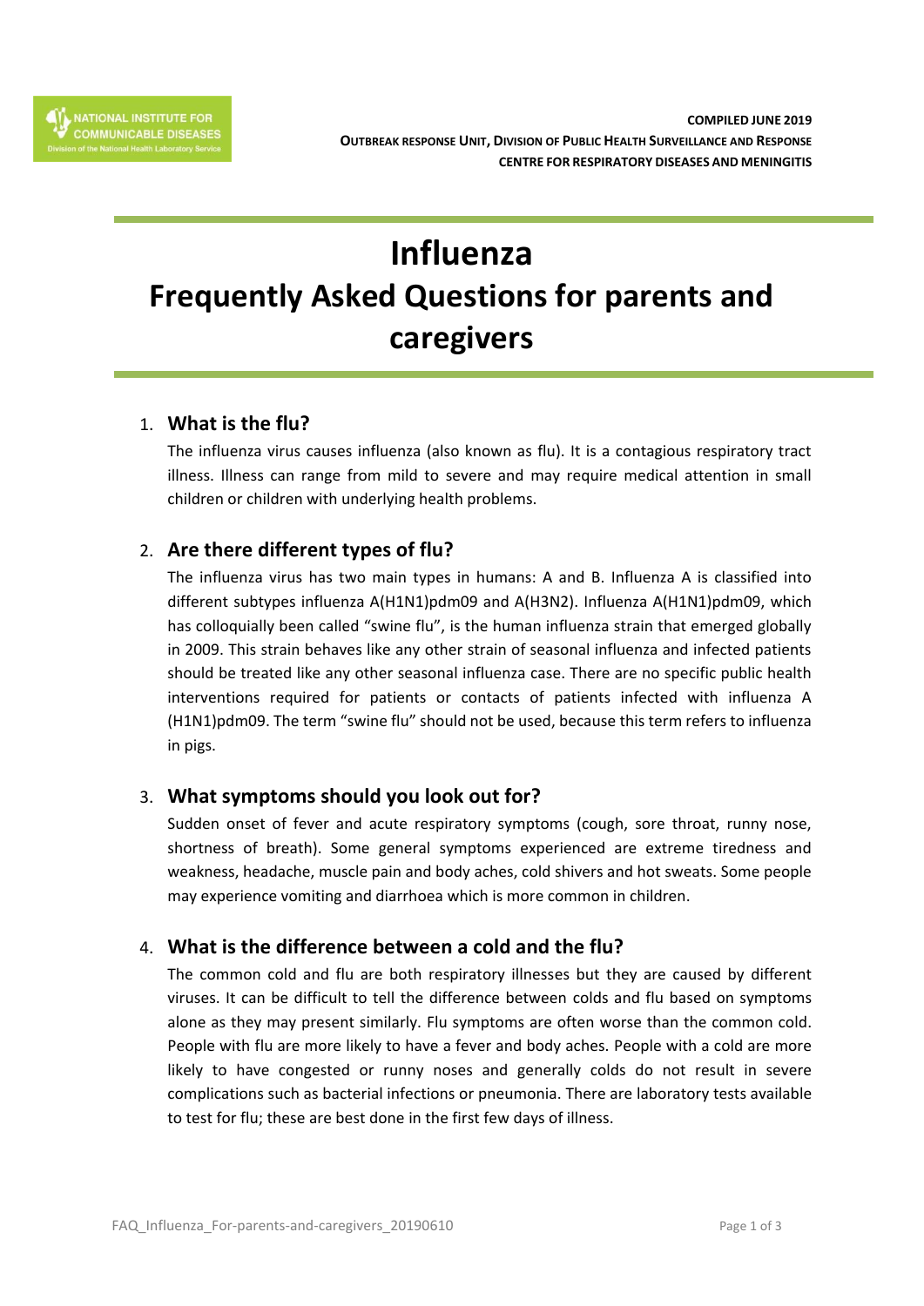NATIONAL INSTITUTE FOR COMMUNICABLE DISEASES
Division of the National Health Laboratory Service

**COMPILED JUNE 2019**
**OUTBREAK RESPONSE UNIT, DIVISION OF PUBLIC HEALTH SURVEILLANCE AND RESPONSE**
**CENTRE FOR RESPIRATORY DISEASES AND MENINGITIS**

# Influenza
# Frequently Asked Questions for parents and caregivers

## 1. What is the flu?

The influenza virus causes influenza (also known as flu). It is a contagious respiratory tract illness. Illness can range from mild to severe and may require medical attention in small children or children with underlying health problems.

## 2. Are there different types of flu?

The influenza virus has two main types in humans: A and B. Influenza A is classified into different subtypes influenza A(H1N1)pdm09 and A(H3N2). Influenza A(H1N1)pdm09, which has colloquially been called "swine flu", is the human influenza strain that emerged globally in 2009. This strain behaves like any other strain of seasonal influenza and infected patients should be treated like any other seasonal influenza case. There are no specific public health interventions required for patients or contacts of patients infected with influenza A (H1N1)pdm09. The term "swine flu" should not be used, because this term refers to influenza in pigs.

## 3. What symptoms should you look out for?

Sudden onset of fever and acute respiratory symptoms (cough, sore throat, runny nose, shortness of breath). Some general symptoms experienced are extreme tiredness and weakness, headache, muscle pain and body aches, cold shivers and hot sweats. Some people may experience vomiting and diarrhoea which is more common in children.

## 4. What is the difference between a cold and the flu?

The common cold and flu are both respiratory illnesses but they are caused by different viruses. It can be difficult to tell the difference between colds and flu based on symptoms alone as they may present similarly. Flu symptoms are often worse than the common cold. People with flu are more likely to have a fever and body aches. People with a cold are more likely to have congested or runny noses and generally colds do not result in severe complications such as bacterial infections or pneumonia. There are laboratory tests available to test for flu; these are best done in the first few days of illness.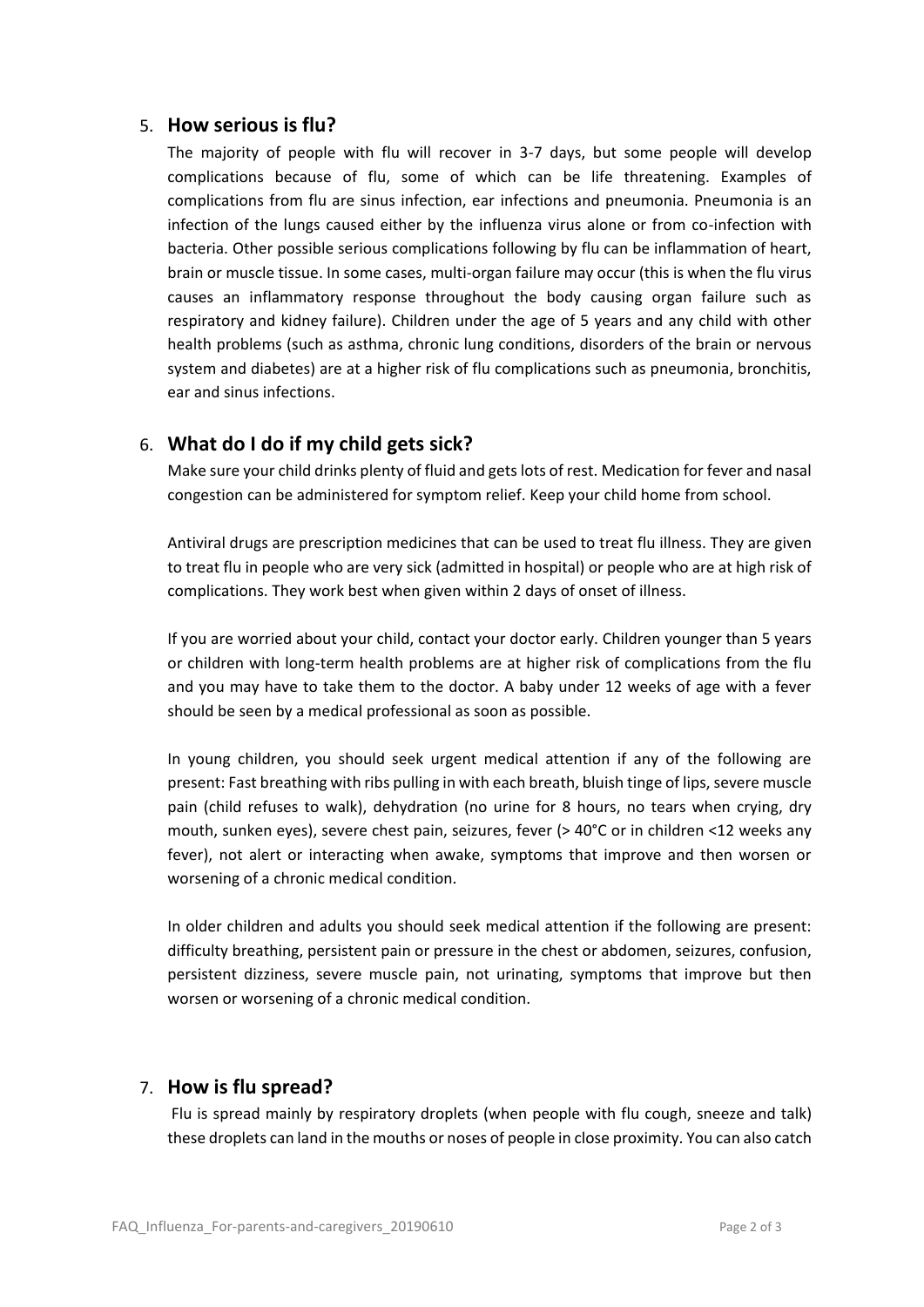## 5. How serious is flu?

The majority of people with flu will recover in 3-7 days, but some people will develop complications because of flu, some of which can be life threatening. Examples of complications from flu are sinus infection, ear infections and pneumonia. Pneumonia is an infection of the lungs caused either by the influenza virus alone or from co-infection with bacteria. Other possible serious complications following by flu can be inflammation of heart, brain or muscle tissue. In some cases, multi-organ failure may occur (this is when the flu virus causes an inflammatory response throughout the body causing organ failure such as respiratory and kidney failure). Children under the age of 5 years and any child with other health problems (such as asthma, chronic lung conditions, disorders of the brain or nervous system and diabetes) are at a higher risk of flu complications such as pneumonia, bronchitis, ear and sinus infections.

## 6. What do I do if my child gets sick?

Make sure your child drinks plenty of fluid and gets lots of rest. Medication for fever and nasal congestion can be administered for symptom relief. Keep your child home from school.

Antiviral drugs are prescription medicines that can be used to treat flu illness. They are given to treat flu in people who are very sick (admitted in hospital) or people who are at high risk of complications. They work best when given within 2 days of onset of illness.

If you are worried about your child, contact your doctor early. Children younger than 5 years or children with long-term health problems are at higher risk of complications from the flu and you may have to take them to the doctor. A baby under 12 weeks of age with a fever should be seen by a medical professional as soon as possible.

In young children, you should seek urgent medical attention if any of the following are present: Fast breathing with ribs pulling in with each breath, bluish tinge of lips, severe muscle pain (child refuses to walk), dehydration (no urine for 8 hours, no tears when crying, dry mouth, sunken eyes), severe chest pain, seizures, fever (> 40°C or in children <12 weeks any fever), not alert or interacting when awake, symptoms that improve and then worsen or worsening of a chronic medical condition.

In older children and adults you should seek medical attention if the following are present: difficulty breathing, persistent pain or pressure in the chest or abdomen, seizures, confusion, persistent dizziness, severe muscle pain, not urinating, symptoms that improve but then worsen or worsening of a chronic medical condition.

## 7. How is flu spread?

Flu is spread mainly by respiratory droplets (when people with flu cough, sneeze and talk) these droplets can land in the mouths or noses of people in close proximity. You can also catch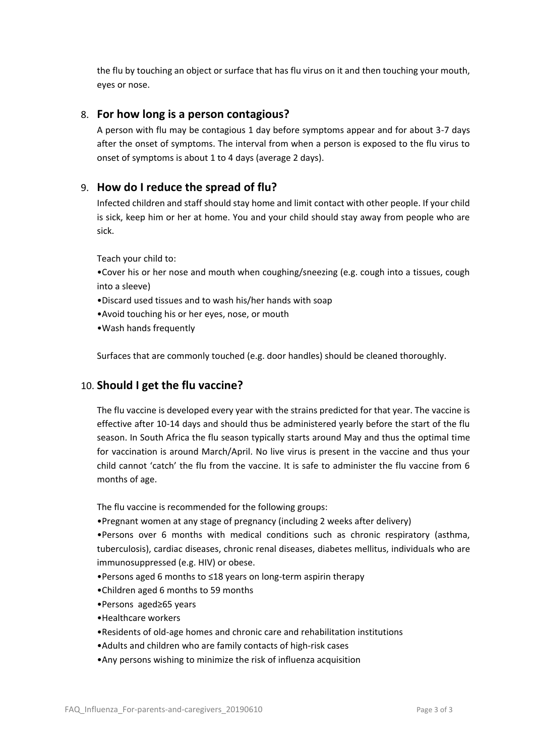the flu by touching an object or surface that has flu virus on it and then touching your mouth, eyes or nose.

## 8. For how long is a person contagious?

A person with flu may be contagious 1 day before symptoms appear and for about 3-7 days after the onset of symptoms. The interval from when a person is exposed to the flu virus to onset of symptoms is about 1 to 4 days (average 2 days).

## 9. How do I reduce the spread of flu?

Infected children and staff should stay home and limit contact with other people. If your child is sick, keep him or her at home. You and your child should stay away from people who are sick.

Teach your child to:

- Cover his or her nose and mouth when coughing/sneezing (e.g. cough into a tissues, cough into a sleeve)
- Discard used tissues and to wash his/her hands with soap
- Avoid touching his or her eyes, nose, or mouth
- Wash hands frequently

Surfaces that are commonly touched (e.g. door handles) should be cleaned thoroughly.

## 10. Should I get the flu vaccine?

The flu vaccine is developed every year with the strains predicted for that year. The vaccine is effective after 10-14 days and should thus be administered yearly before the start of the flu season. In South Africa the flu season typically starts around May and thus the optimal time for vaccination is around March/April. No live virus is present in the vaccine and thus your child cannot 'catch' the flu from the vaccine. It is safe to administer the flu vaccine from 6 months of age.

The flu vaccine is recommended for the following groups:

- Pregnant women at any stage of pregnancy (including 2 weeks after delivery)
- Persons over 6 months with medical conditions such as chronic respiratory (asthma, tuberculosis), cardiac diseases, chronic renal diseases, diabetes mellitus, individuals who are immunosuppressed (e.g. HIV) or obese.
- Persons aged 6 months to ≤18 years on long-term aspirin therapy
- Children aged 6 months to 59 months
- Persons aged≥65 years
- Healthcare workers
- Residents of old-age homes and chronic care and rehabilitation institutions
- Adults and children who are family contacts of high-risk cases
- Any persons wishing to minimize the risk of influenza acquisition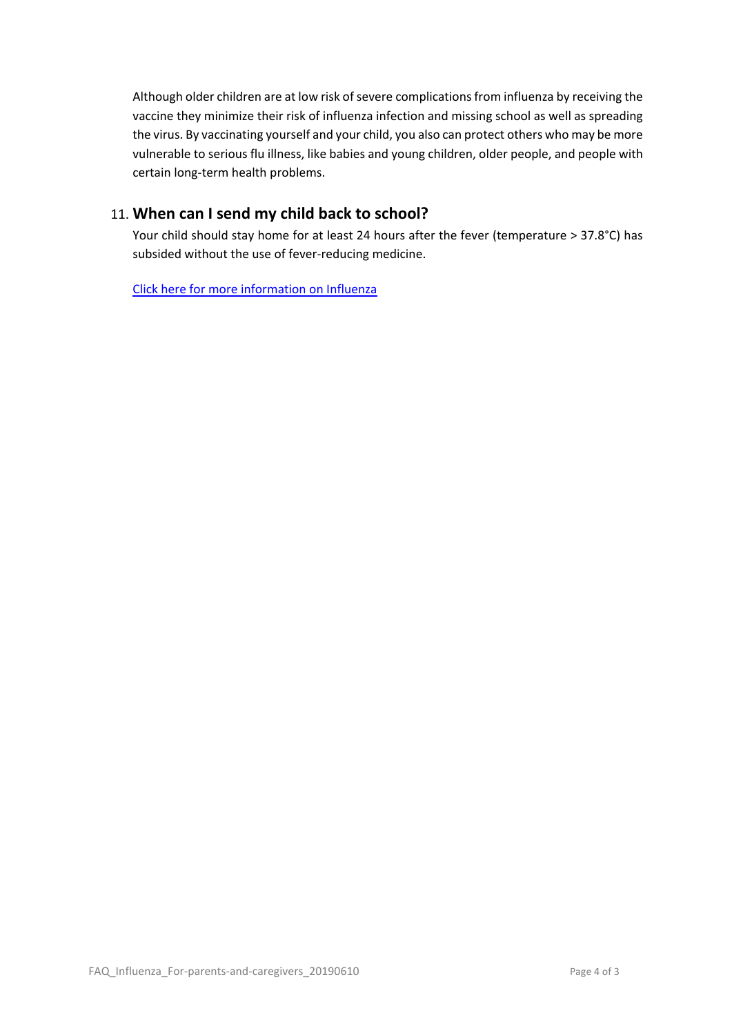Although older children are at low risk of severe complications from influenza by receiving the vaccine they minimize their risk of influenza infection and missing school as well as spreading the virus. By vaccinating yourself and your child, you also can protect others who may be more vulnerable to serious flu illness, like babies and young children, older people, and people with certain long-term health problems.

## 11. When can I send my child back to school?

Your child should stay home for at least 24 hours after the fever (temperature > 37.8°C) has subsided without the use of fever-reducing medicine.

Click here for more information on Influenza